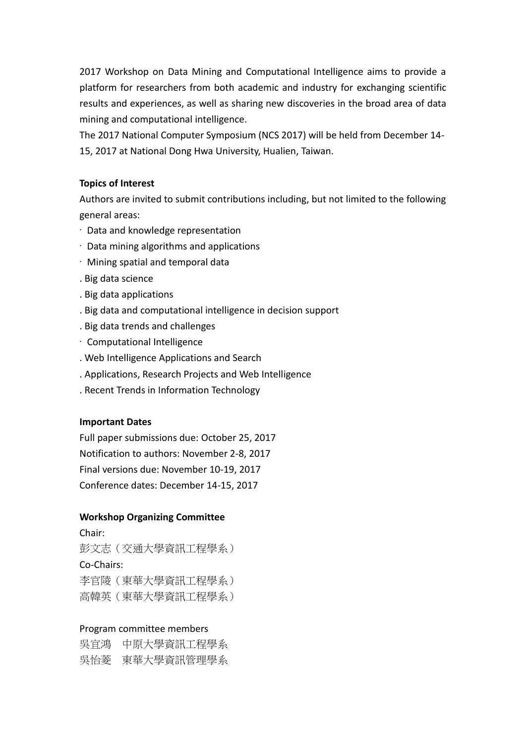2017 Workshop on Data Mining and Computational Intelligence aims to provide a platform for researchers from both academic and industry for exchanging scientific results and experiences, as well as sharing new discoveries in the broad area of data mining and computational intelligence.

The 2017 National Computer Symposium (NCS 2017) will be held from December 14-15, 2017 at National Dong Hwa University, Hualien, Taiwan.

**Topics of Interest**

Authors are invited to submit contributions including, but not limited to the following general areas:

- Data and knowledge representation
- Data mining algorithms and applications
- Mining spatial and temporal data
- Big data science
- Big data applications
- Big data and computational intelligence in decision support
- Big data trends and challenges
- Computational Intelligence
- Web Intelligence Applications and Search
- Applications, Research Projects and Web Intelligence
- Recent Trends in Information Technology

**Important Dates**

Full paper submissions due: October 25, 2017
Notification to authors: November 2-8, 2017
Final versions due: November 10-19, 2017
Conference dates: December 14-15, 2017

**Workshop Organizing Committee**

Chair:
彭文志（交通大學資訊工程學系）
Co-Chairs:
李官陵（東華大學資訊工程學系）
高韓英（東華大學資訊工程學系）

Program committee members
吳宜鴻　中原大學資訊工程學系
吳怡菱　東華大學資訊管理學系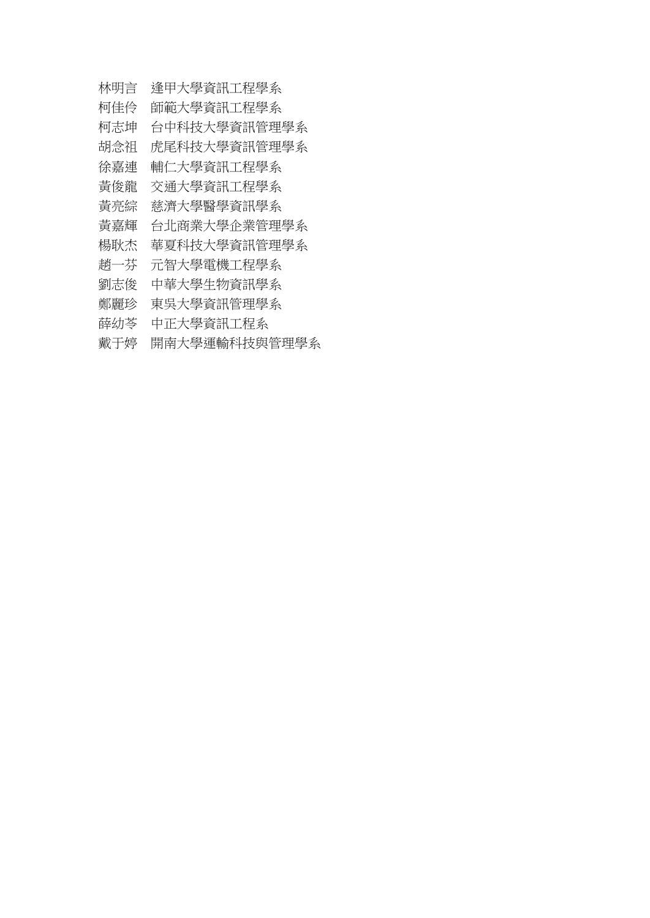林明言　逢甲大學資訊工程學系
柯佳伶　師範大學資訊工程學系
柯志坤　台中科技大學資訊管理學系
胡念祖　虎尾科技大學資訊管理學系
徐嘉連　輔仁大學資訊工程學系
黃俊龍　交通大學資訊工程學系
黃亮綜　慈濟大學醫學資訊學系
黃嘉輝　台北商業大學企業管理學系
楊耿杰　華夏科技大學資訊管理學系
趙一芬　元智大學電機工程學系
劉志俊　中華大學生物資訊學系
鄭麗珍　東吳大學資訊管理學系
薛幼苓　中正大學資訊工程系
戴于婷　開南大學運輸科技與管理學系